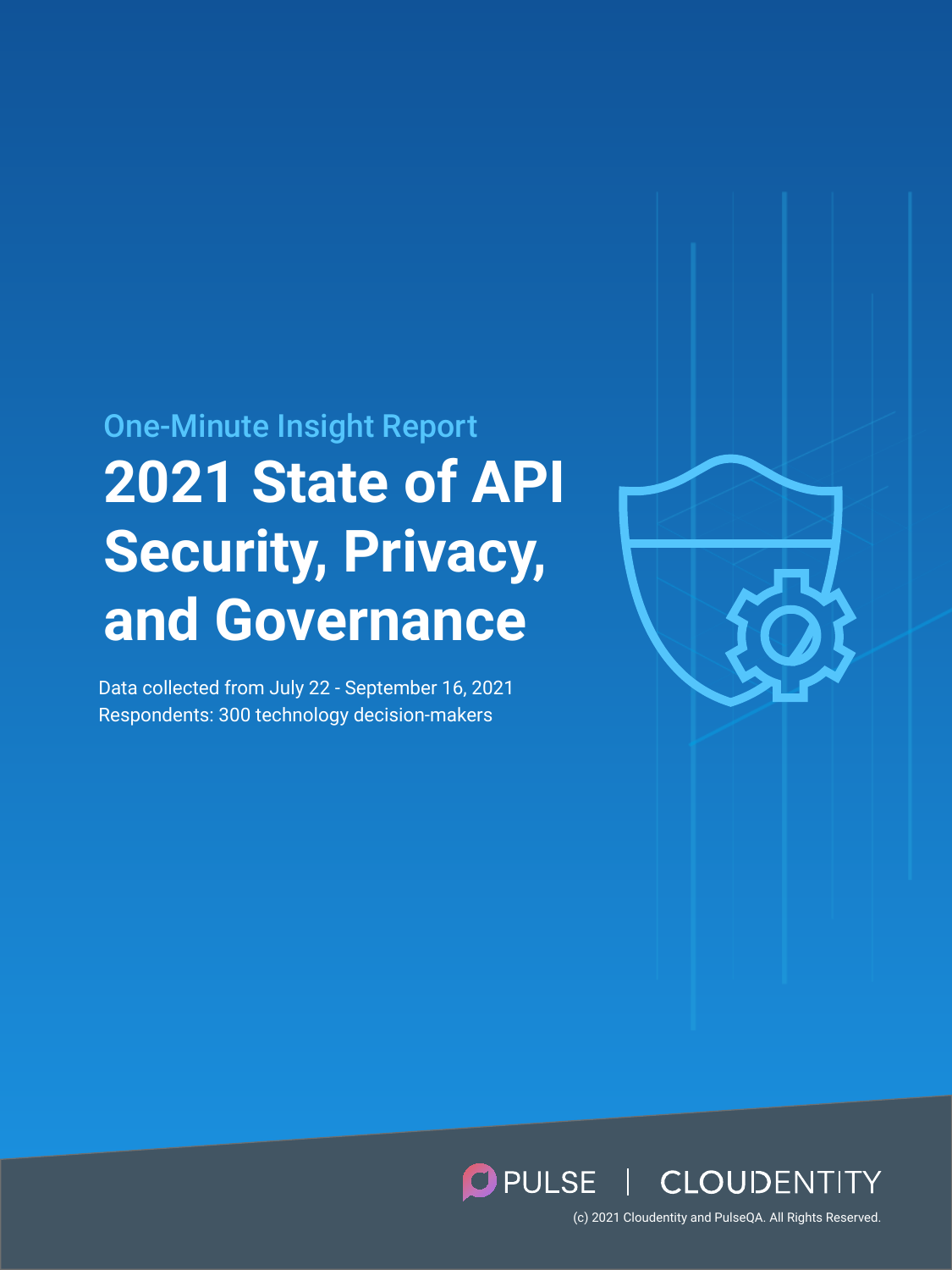One-Minute Insight Report

# 2021 State of API Security, Privacy, and Governance

Data collected from July 22 - September 16, 2021
Respondents: 300 technology decision-makers

PULSE | CLOUDENTITY

(c) 2021 Cloudentity and PulseQA. All Rights Reserved.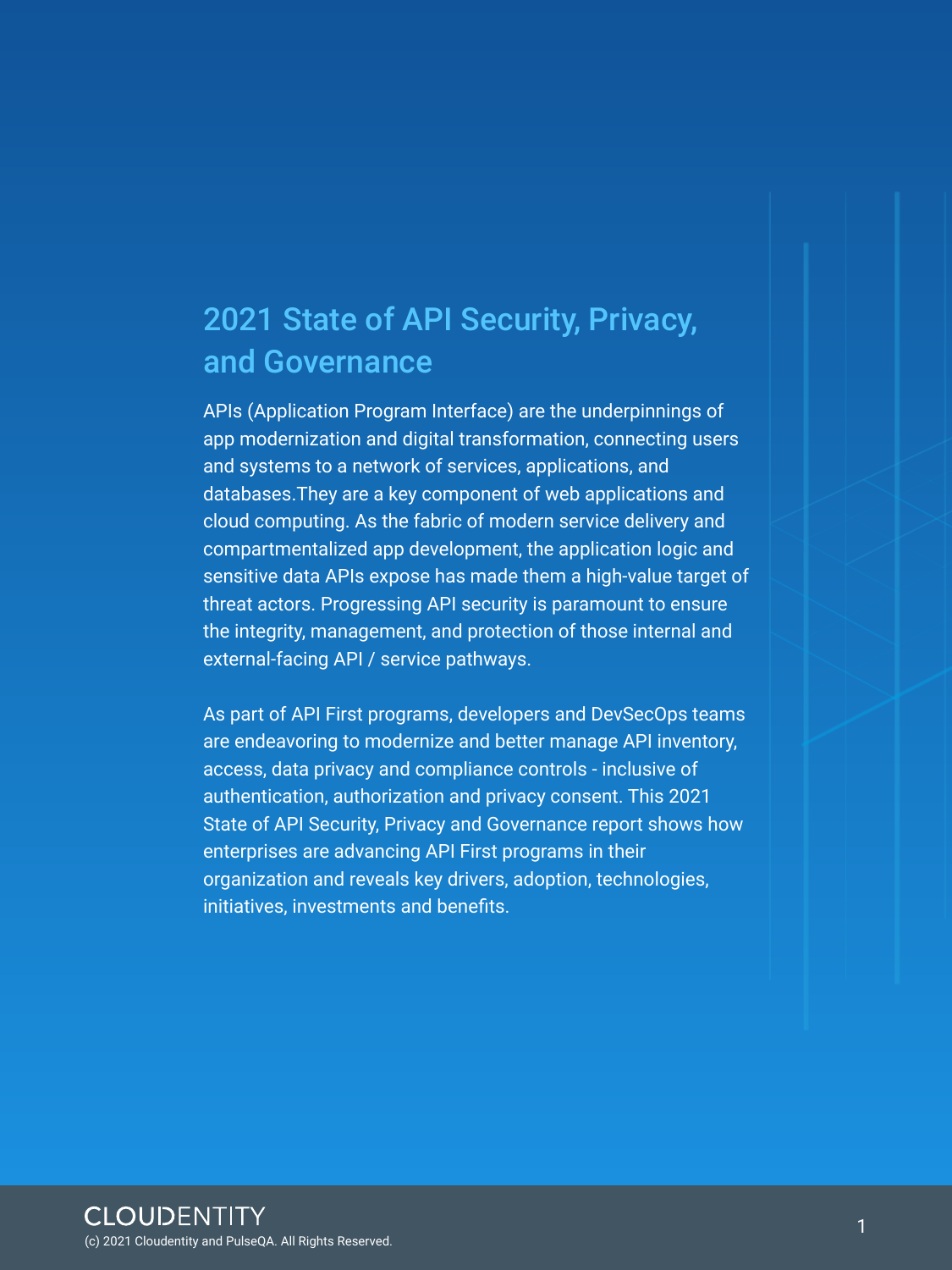# 2021 State of API Security, Privacy, and Governance

APIs (Application Program Interface) are the underpinnings of app modernization and digital transformation, connecting users and systems to a network of services, applications, and databases.They are a key component of web applications and cloud computing. As the fabric of modern service delivery and compartmentalized app development, the application logic and sensitive data APIs expose has made them a high-value target of threat actors. Progressing API security is paramount to ensure the integrity, management, and protection of those internal and external-facing API / service pathways.

As part of API First programs, developers and DevSecOps teams are endeavoring to modernize and better manage API inventory, access, data privacy and compliance controls - inclusive of authentication, authorization and privacy consent. This 2021 State of API Security, Privacy and Governance report shows how enterprises are advancing API First programs in their organization and reveals key drivers, adoption, technologies, initiatives, investments and benefits.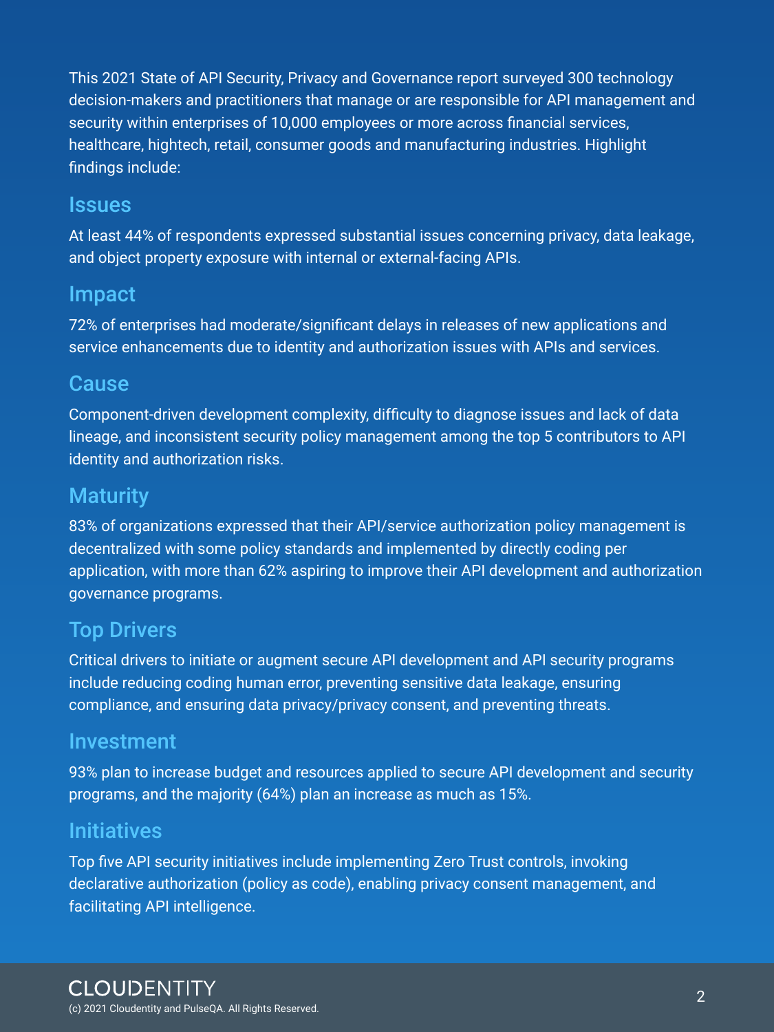This 2021 State of API Security, Privacy and Governance report surveyed 300 technology decision-makers and practitioners that manage or are responsible for API management and security within enterprises of 10,000 employees or more across financial services, healthcare, hightech, retail, consumer goods and manufacturing industries. Highlight findings include:

## Issues

At least 44% of respondents expressed substantial issues concerning privacy, data leakage, and object property exposure with internal or external-facing APIs.

## Impact

72% of enterprises had moderate/significant delays in releases of new applications and service enhancements due to identity and authorization issues with APIs and services.

## Cause

Component-driven development complexity, difficulty to diagnose issues and lack of data lineage, and inconsistent security policy management among the top 5 contributors to API identity and authorization risks.

## Maturity

83% of organizations expressed that their API/service authorization policy management is decentralized with some policy standards and implemented by directly coding per application, with more than 62% aspiring to improve their API development and authorization governance programs.

## Top Drivers

Critical drivers to initiate or augment secure API development and API security programs include reducing coding human error, preventing sensitive data leakage, ensuring compliance, and ensuring data privacy/privacy consent, and preventing threats.

## Investment

93% plan to increase budget and resources applied to secure API development and security programs, and the majority (64%) plan an increase as much as 15%.

## Initiatives

Top five API security initiatives include implementing Zero Trust controls, invoking declarative authorization (policy as code), enabling privacy consent management, and facilitating API intelligence.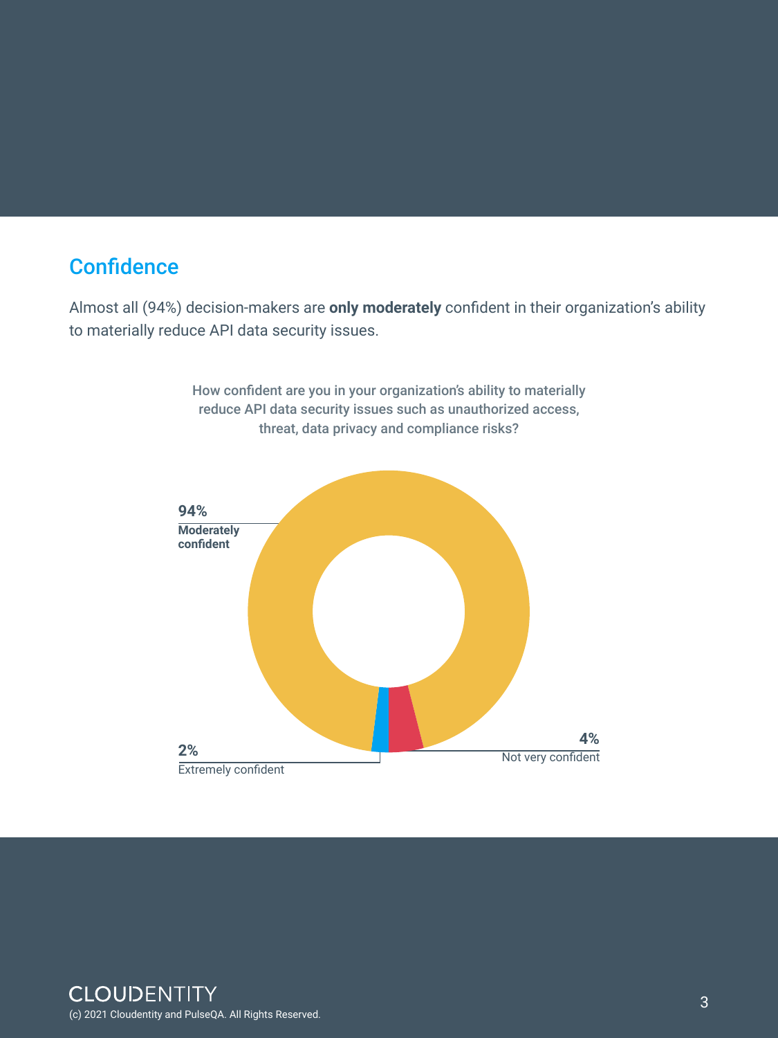## Confidence

Almost all (94%) decision-makers are **only moderately** confident in their organization's ability to materially reduce API data security issues.

How confident are you in your organization's ability to materially reduce API data security issues such as unauthorized access, threat, data privacy and compliance risks?

**94%**
**Moderately confident**

**2%**
Extremely confident

**4%**
Not very confident

(c) 2021 Cloudentity and PulseQA. All Rights Reserved.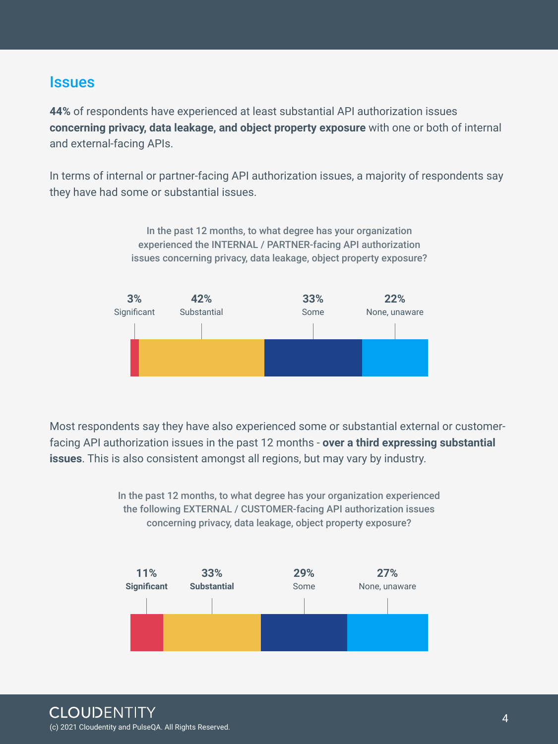## Issues

**44%** of respondents have experienced at least substantial API authorization issues **concerning privacy, data leakage, and object property exposure** with one or both of internal and external-facing APIs.

In terms of internal or partner-facing API authorization issues, a majority of respondents say they have had some or substantial issues.

In the past 12 months, to what degree has your organization experienced the INTERNAL / PARTNER-facing API authorization issues concerning privacy, data leakage, object property exposure?

| Significant | Substantial | Some | None, unaware |
|---|---|---|---|
| 3% | 42% | 33% | 22% |

Most respondents say they have also experienced some or substantial external or customer-facing API authorization issues in the past 12 months - **over a third expressing substantial issues**. This is also consistent amongst all regions, but may vary by industry.

In the past 12 months, to what degree has your organization experienced the following EXTERNAL / CUSTOMER-facing API authorization issues concerning privacy, data leakage, object property exposure?

| Significant | Substantial | Some | None, unaware |
|---|---|---|---|
| 11% | 33% | 29% | 27% |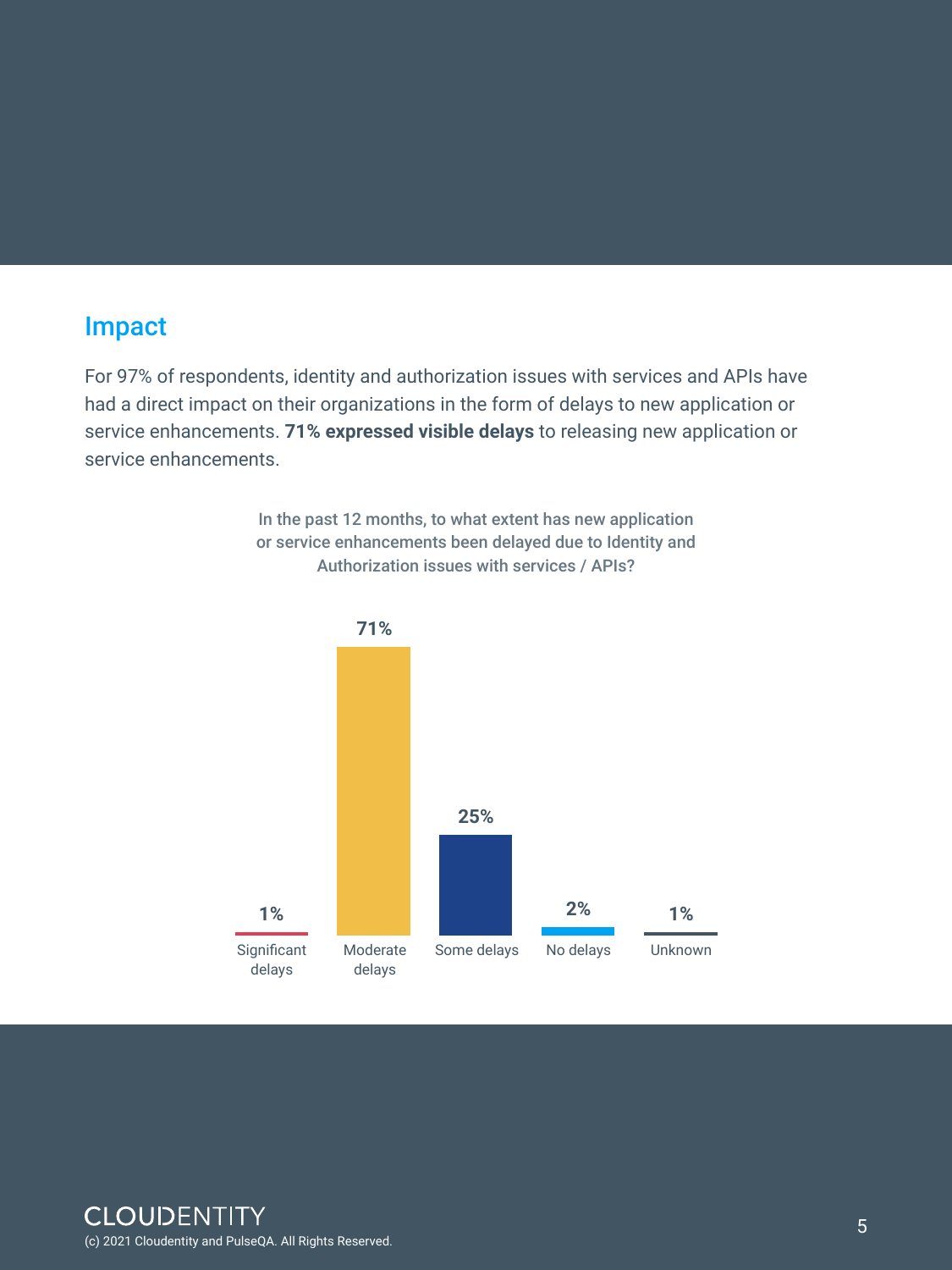## Impact

For 97% of respondents, identity and authorization issues with services and APIs have had a direct impact on their organizations in the form of delays to new application or service enhancements. **71% expressed visible delays** to releasing new application or service enhancements.

In the past 12 months, to what extent has new application or service enhancements been delayed due to Identity and Authorization issues with services / APIs?

| Response | Percentage |
| --- | --- |
| Significant delays | 1% |
| Moderate delays | 71% |
| Some delays | 25% |
| No delays | 2% |
| Unknown | 1% |

CLOUDENTITY

(c) 2021 Cloudentity and PulseQA. All Rights Reserved.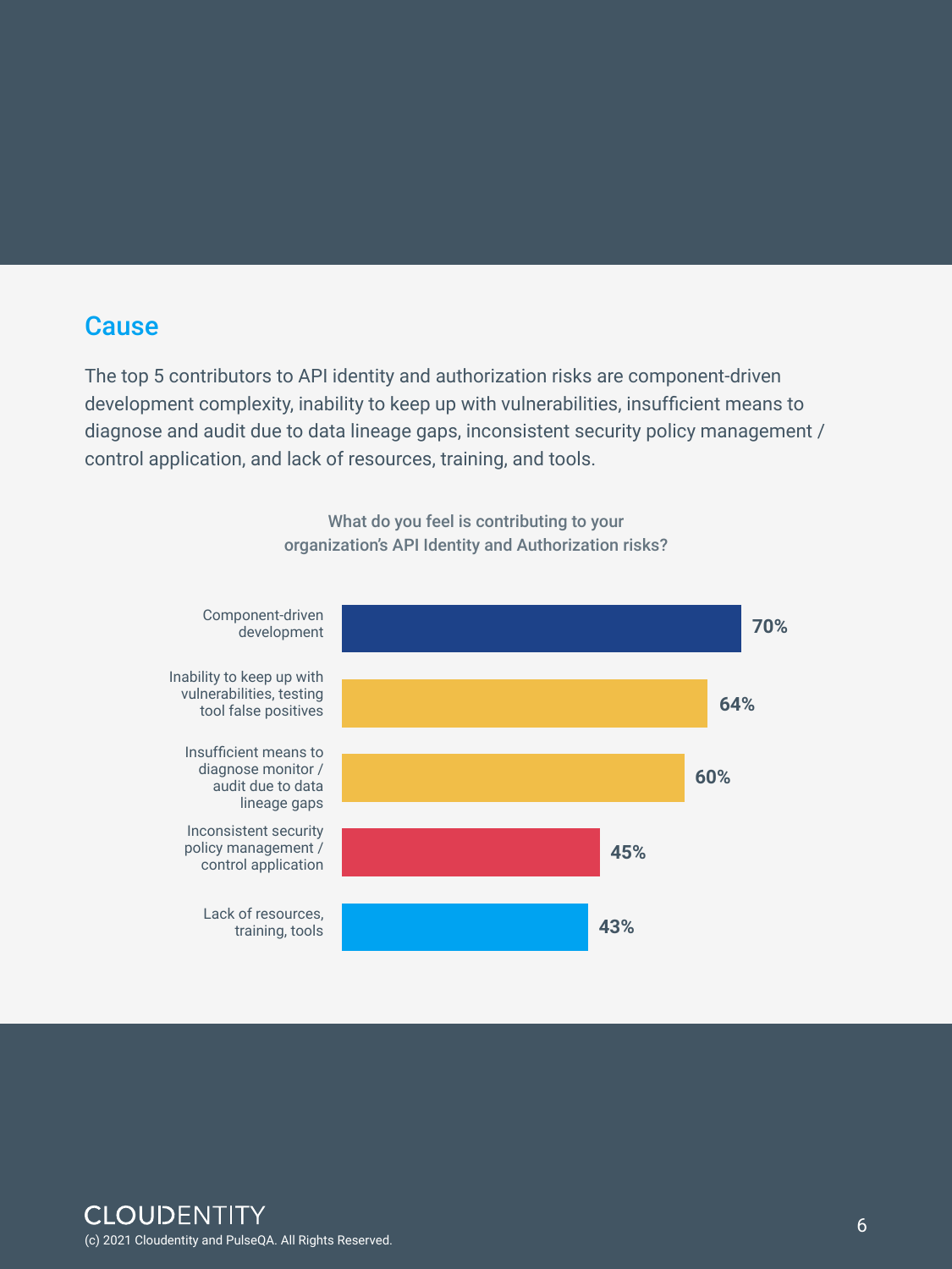## Cause

The top 5 contributors to API identity and authorization risks are component-driven development complexity, inability to keep up with vulnerabilities, insufficient means to diagnose and audit due to data lineage gaps, inconsistent security policy management / control application, and lack of resources, training, and tools.

**What do you feel is contributing to your organization's API Identity and Authorization risks?**

| Contributor | Percentage |
| --- | --- |
| Component-driven development | 70% |
| Inability to keep up with vulnerabilities, testing tool false positives | 64% |
| Insufficient means to diagnose monitor / audit due to data lineage gaps | 60% |
| Inconsistent security policy management / control application | 45% |
| Lack of resources, training, tools | 43% |

CLOUDENTITY

(c) 2021 Cloudentity and PulseQA. All Rights Reserved.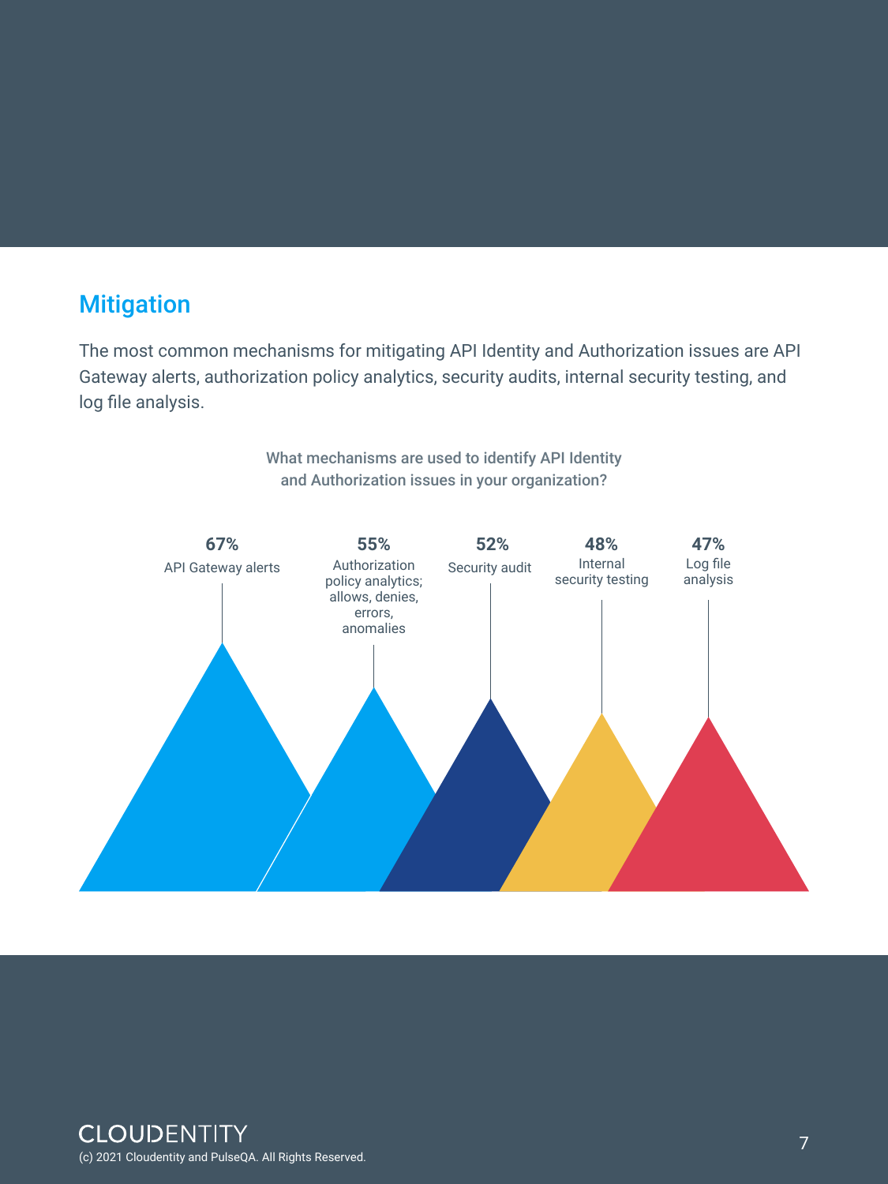## Mitigation

The most common mechanisms for mitigating API Identity and Authorization issues are API Gateway alerts, authorization policy analytics, security audits, internal security testing, and log file analysis.

What mechanisms are used to identify API Identity and Authorization issues in your organization?

**67%** API Gateway alerts

**55%** Authorization policy analytics; allows, denies, errors, anomalies

**52%** Security audit

**48%** Internal security testing

**47%** Log file analysis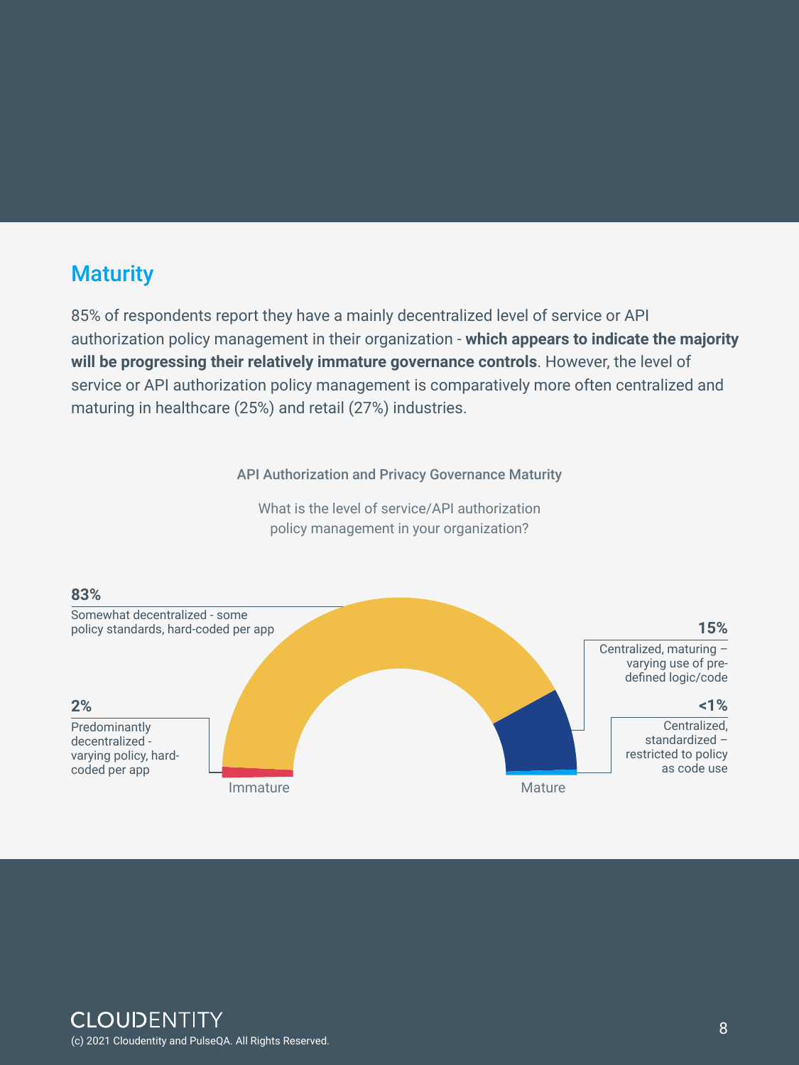## Maturity

85% of respondents report they have a mainly decentralized level of service or API authorization policy management in their organization - **which appears to indicate the majority will be progressing their relatively immature governance controls**. However, the level of service or API authorization policy management is comparatively more often centralized and maturing in healthcare (25%) and retail (27%) industries.

API Authorization and Privacy Governance Maturity

What is the level of service/API authorization policy management in your organization?

**83%**
Somewhat decentralized - some policy standards, hard-coded per app

**2%**
Predominantly decentralized - varying policy, hard-coded per app

**15%**
Centralized, maturing – varying use of pre-defined logic/code

**<1%**
Centralized, standardized – restricted to policy as code use

Immature — Mature

(c) 2021 Cloudentity and PulseQA. All Rights Reserved.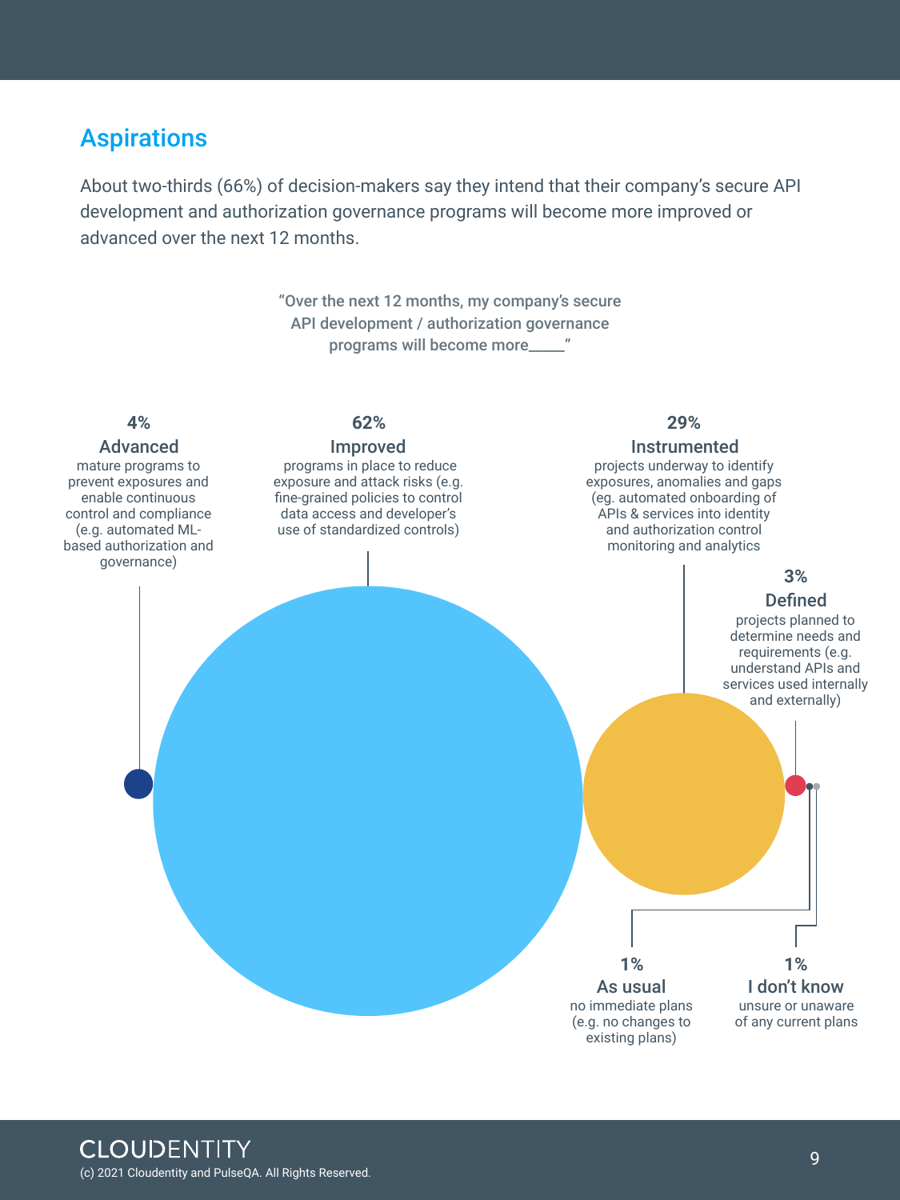## Aspirations

About two-thirds (66%) of decision-makers say they intend that their company's secure API development and authorization governance programs will become more improved or advanced over the next 12 months.

"Over the next 12 months, my company's secure API development / authorization governance programs will become more_____"

**4%**
**Advanced**
mature programs to prevent exposures and enable continuous control and compliance (e.g. automated ML-based authorization and governance)

**62%**
**Improved**
programs in place to reduce exposure and attack risks (e.g. fine-grained policies to control data access and developer's use of standardized controls)

**29%**
**Instrumented**
projects underway to identify exposures, anomalies and gaps (eg. automated onboarding of APIs & services into identity and authorization control monitoring and analytics

**3%**
**Defined**
projects planned to determine needs and requirements (e.g. understand APIs and services used internally and externally)

**1%**
**As usual**
no immediate plans (e.g. no changes to existing plans)

**1%**
**I don't know**
unsure or unaware of any current plans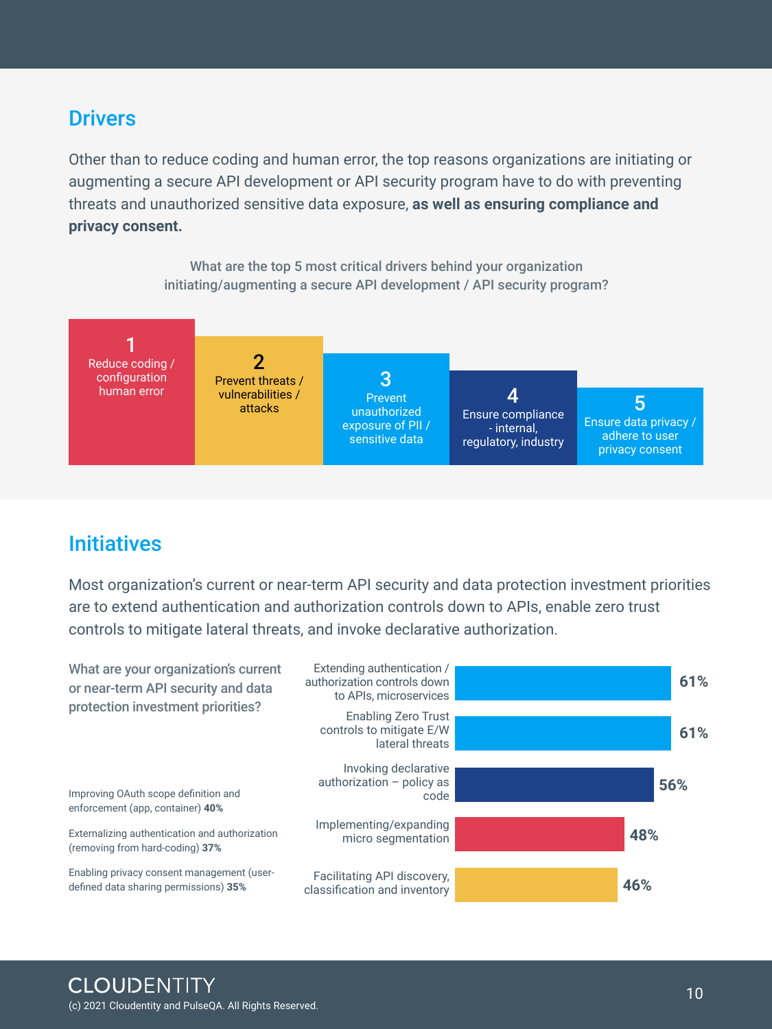## Drivers

Other than to reduce coding and human error, the top reasons organizations are initiating or augmenting a secure API development or API security program have to do with preventing threats and unauthorized sensitive data exposure, **as well as ensuring compliance and privacy consent.**

What are the top 5 most critical drivers behind your organization initiating/augmenting a secure API development / API security program?

1. Reduce coding / configuration human error
2. Prevent threats / vulnerabilities / attacks
3. Prevent unauthorized exposure of PII / sensitive data
4. Ensure compliance - internal, regulatory, industry
5. Ensure data privacy / adhere to user privacy consent

## Initiatives

Most organization's current or near-term API security and data protection investment priorities are to extend authentication and authorization controls down to APIs, enable zero trust controls to mitigate lateral threats, and invoke declarative authorization.

What are your organization's current or near-term API security and data protection investment priorities?

| Priority | % |
| --- | --- |
| Extending authentication / authorization controls down to APIs, microservices | 61% |
| Enabling Zero Trust controls to mitigate E/W lateral threats | 61% |
| Invoking declarative authorization – policy as code | 56% |
| Implementing/expanding micro segmentation | 48% |
| Facilitating API discovery, classification and inventory | 46% |

Improving OAuth scope definition and enforcement (app, container) **40%**

Externalizing authentication and authorization (removing from hard-coding) **37%**

Enabling privacy consent management (user-defined data sharing permissions) **35%**

CLOUDENTITY

(c) 2021 Cloudentity and PulseQA. All Rights Reserved.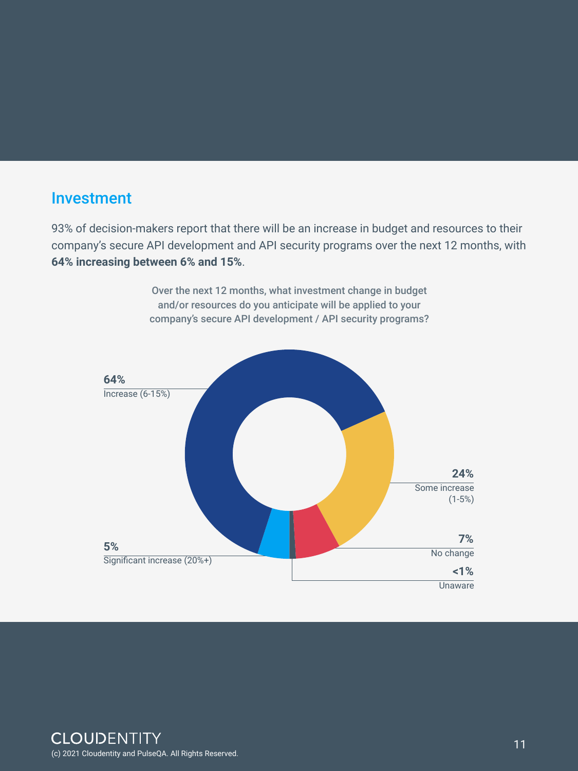## Investment

93% of decision-makers report that there will be an increase in budget and resources to their company's secure API development and API security programs over the next 12 months, with **64% increasing between 6% and 15%**.

Over the next 12 months, what investment change in budget and/or resources do you anticipate will be applied to your company's secure API development / API security programs?

**64%**
Increase (6-15%)

**24%**
Some increase (1-5%)

**7%**
No change

**<1%**
Unaware

**5%**
Significant increase (20%+)

CLOUDENTITY
(c) 2021 Cloudentity and PulseQA. All Rights Reserved.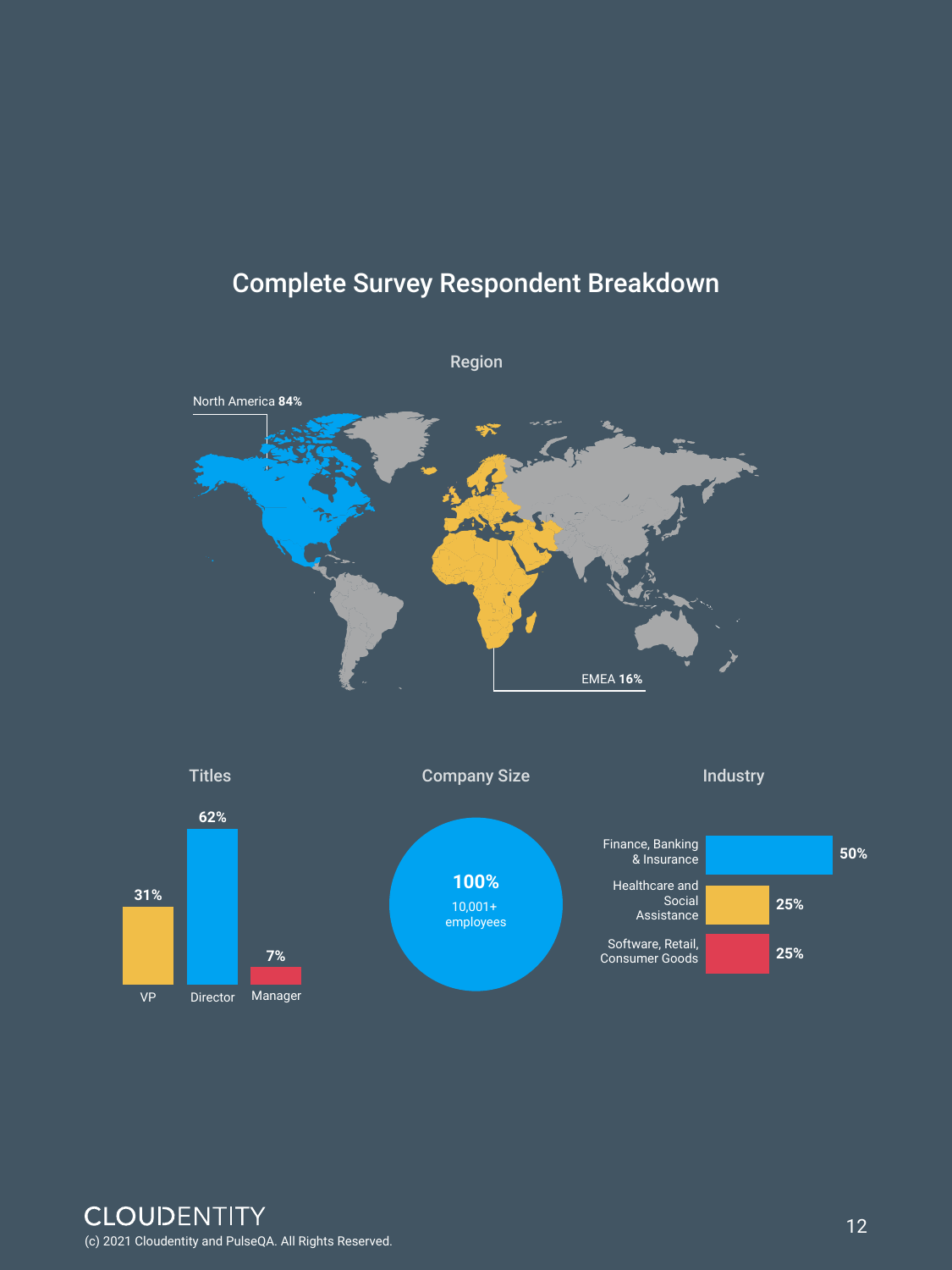# Complete Survey Respondent Breakdown

## Region

North America **84%**

EMEA **16%**

## Titles

31%
62%
7%

VP
Director
Manager

## Company Size

**100%**
10,001+ employees

## Industry

Finance, Banking & Insurance **50%**

Healthcare and Social Assistance **25%**

Software, Retail, Consumer Goods **25%**

CLOUDENTITY

(c) 2021 Cloudentity and PulseQA. All Rights Reserved.